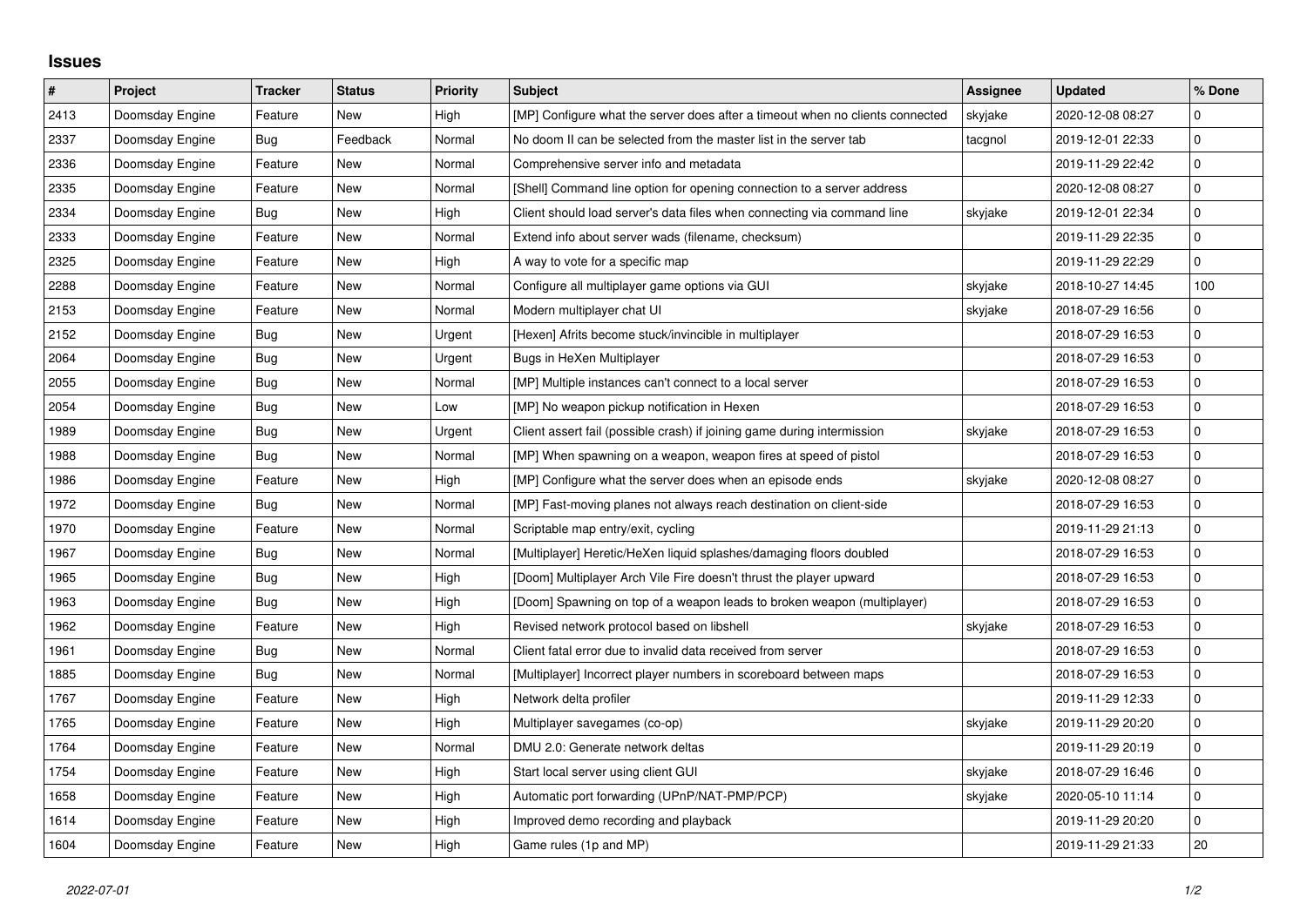## Issues

| # | Project | Tracker | Status | Priority | Subject | Assignee | Updated | % Done |
|---|---|---|---|---|---|---|---|---|
| 2413 | Doomsday Engine | Feature | New | High | [MP] Configure what the server does after a timeout when no clients connected | skyjake | 2020-12-08 08:27 | 0 |
| 2337 | Doomsday Engine | Bug | Feedback | Normal | No doom II can be selected from the master list in the server tab | tacgnol | 2019-12-01 22:33 | 0 |
| 2336 | Doomsday Engine | Feature | New | Normal | Comprehensive server info and metadata | | 2019-11-29 22:42 | 0 |
| 2335 | Doomsday Engine | Feature | New | Normal | [Shell] Command line option for opening connection to a server address | | 2020-12-08 08:27 | 0 |
| 2334 | Doomsday Engine | Bug | New | High | Client should load server's data files when connecting via command line | skyjake | 2019-12-01 22:34 | 0 |
| 2333 | Doomsday Engine | Feature | New | Normal | Extend info about server wads (filename, checksum) | | 2019-11-29 22:35 | 0 |
| 2325 | Doomsday Engine | Feature | New | High | A way to vote for a specific map | | 2019-11-29 22:29 | 0 |
| 2288 | Doomsday Engine | Feature | New | Normal | Configure all multiplayer game options via GUI | skyjake | 2018-10-27 14:45 | 100 |
| 2153 | Doomsday Engine | Feature | New | Normal | Modern multiplayer chat UI | skyjake | 2018-07-29 16:56 | 0 |
| 2152 | Doomsday Engine | Bug | New | Urgent | [Hexen] Afrits become stuck/invincible in multiplayer | | 2018-07-29 16:53 | 0 |
| 2064 | Doomsday Engine | Bug | New | Urgent | Bugs in HeXen Multiplayer | | 2018-07-29 16:53 | 0 |
| 2055 | Doomsday Engine | Bug | New | Normal | [MP] Multiple instances can't connect to a local server | | 2018-07-29 16:53 | 0 |
| 2054 | Doomsday Engine | Bug | New | Low | [MP] No weapon pickup notification in Hexen | | 2018-07-29 16:53 | 0 |
| 1989 | Doomsday Engine | Bug | New | Urgent | Client assert fail (possible crash) if joining game during intermission | skyjake | 2018-07-29 16:53 | 0 |
| 1988 | Doomsday Engine | Bug | New | Normal | [MP] When spawning on a weapon, weapon fires at speed of pistol | | 2018-07-29 16:53 | 0 |
| 1986 | Doomsday Engine | Feature | New | High | [MP] Configure what the server does when an episode ends | skyjake | 2020-12-08 08:27 | 0 |
| 1972 | Doomsday Engine | Bug | New | Normal | [MP] Fast-moving planes not always reach destination on client-side | | 2018-07-29 16:53 | 0 |
| 1970 | Doomsday Engine | Feature | New | Normal | Scriptable map entry/exit, cycling | | 2019-11-29 21:13 | 0 |
| 1967 | Doomsday Engine | Bug | New | Normal | [Multiplayer] Heretic/HeXen liquid splashes/damaging floors doubled | | 2018-07-29 16:53 | 0 |
| 1965 | Doomsday Engine | Bug | New | High | [Doom] Multiplayer Arch Vile Fire doesn't thrust the player upward | | 2018-07-29 16:53 | 0 |
| 1963 | Doomsday Engine | Bug | New | High | [Doom] Spawning on top of a weapon leads to broken weapon (multiplayer) | | 2018-07-29 16:53 | 0 |
| 1962 | Doomsday Engine | Feature | New | High | Revised network protocol based on libshell | skyjake | 2018-07-29 16:53 | 0 |
| 1961 | Doomsday Engine | Bug | New | Normal | Client fatal error due to invalid data received from server | | 2018-07-29 16:53 | 0 |
| 1885 | Doomsday Engine | Bug | New | Normal | [Multiplayer] Incorrect player numbers in scoreboard between maps | | 2018-07-29 16:53 | 0 |
| 1767 | Doomsday Engine | Feature | New | High | Network delta profiler | | 2019-11-29 12:33 | 0 |
| 1765 | Doomsday Engine | Feature | New | High | Multiplayer savegames (co-op) | skyjake | 2019-11-29 20:20 | 0 |
| 1764 | Doomsday Engine | Feature | New | Normal | DMU 2.0: Generate network deltas | | 2019-11-29 20:19 | 0 |
| 1754 | Doomsday Engine | Feature | New | High | Start local server using client GUI | skyjake | 2018-07-29 16:46 | 0 |
| 1658 | Doomsday Engine | Feature | New | High | Automatic port forwarding (UPnP/NAT-PMP/PCP) | skyjake | 2020-05-10 11:14 | 0 |
| 1614 | Doomsday Engine | Feature | New | High | Improved demo recording and playback | | 2019-11-29 20:20 | 0 |
| 1604 | Doomsday Engine | Feature | New | High | Game rules (1p and MP) | | 2019-11-29 21:33 | 20 |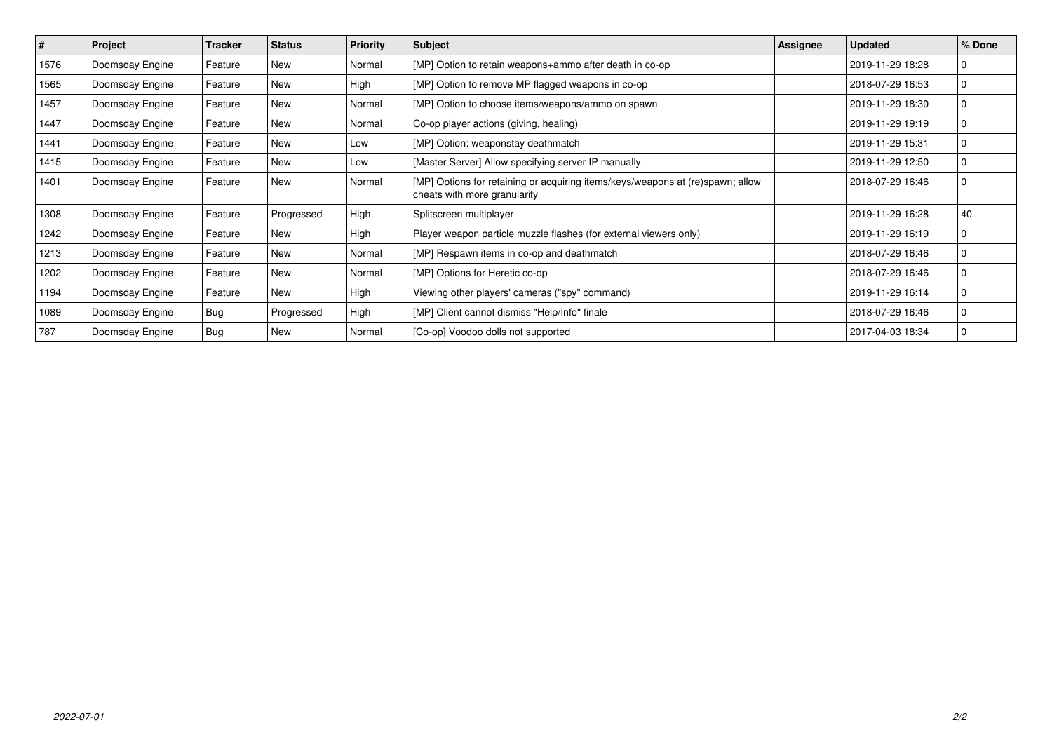| # | Project | Tracker | Status | Priority | Subject | Assignee | Updated | % Done |
|---|---|---|---|---|---|---|---|---|
| 1576 | Doomsday Engine | Feature | New | Normal | [MP] Option to retain weapons+ammo after death in co-op | | 2019-11-29 18:28 | 0 |
| 1565 | Doomsday Engine | Feature | New | High | [MP] Option to remove MP flagged weapons in co-op | | 2018-07-29 16:53 | 0 |
| 1457 | Doomsday Engine | Feature | New | Normal | [MP] Option to choose items/weapons/ammo on spawn | | 2019-11-29 18:30 | 0 |
| 1447 | Doomsday Engine | Feature | New | Normal | Co-op player actions (giving, healing) | | 2019-11-29 19:19 | 0 |
| 1441 | Doomsday Engine | Feature | New | Low | [MP] Option: weaponstay deathmatch | | 2019-11-29 15:31 | 0 |
| 1415 | Doomsday Engine | Feature | New | Low | [Master Server] Allow specifying server IP manually | | 2019-11-29 12:50 | 0 |
| 1401 | Doomsday Engine | Feature | New | Normal | [MP] Options for retaining or acquiring items/keys/weapons at (re)spawn; allow cheats with more granularity | | 2018-07-29 16:46 | 0 |
| 1308 | Doomsday Engine | Feature | Progressed | High | Splitscreen multiplayer | | 2019-11-29 16:28 | 40 |
| 1242 | Doomsday Engine | Feature | New | High | Player weapon particle muzzle flashes (for external viewers only) | | 2019-11-29 16:19 | 0 |
| 1213 | Doomsday Engine | Feature | New | Normal | [MP] Respawn items in co-op and deathmatch | | 2018-07-29 16:46 | 0 |
| 1202 | Doomsday Engine | Feature | New | Normal | [MP] Options for Heretic co-op | | 2018-07-29 16:46 | 0 |
| 1194 | Doomsday Engine | Feature | New | High | Viewing other players' cameras ("spy" command) | | 2019-11-29 16:14 | 0 |
| 1089 | Doomsday Engine | Bug | Progressed | High | [MP] Client cannot dismiss "Help/Info" finale | | 2018-07-29 16:46 | 0 |
| 787 | Doomsday Engine | Bug | New | Normal | [Co-op] Voodoo dolls not supported | | 2017-04-03 18:34 | 0 |

2022-07-01